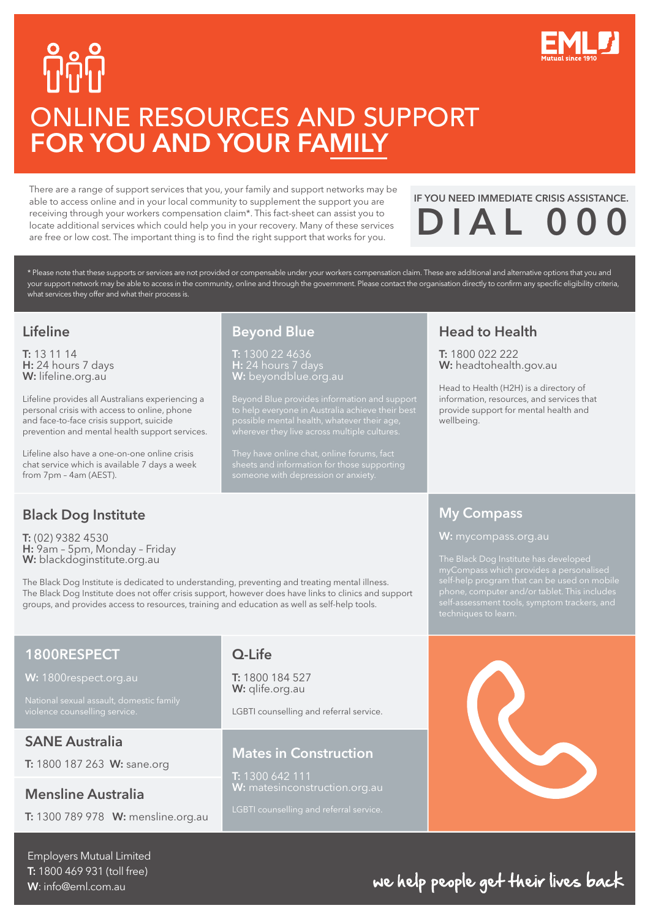# ONLINE RESOURCES AND SUPPORT FOR YOU AND YOUR FAMILY

There are a range of support services that you, your family and support networks may be able to access online and in your local community to supplement the support you are receiving through your workers compensation claim*. This fact-sheet can assist you to locate additional services which could help you in your recovery. Many of these services are free or low cost. The important thing is to find the right support that works for you.

**IF YOU NEED IMMEDIATE CRISIS ASSISTANCE.**
**DIAL 000**

* Please note that these supports or services are not provided or compensable under your workers compensation claim. These are additional and alternative options that you and your support network may be able to access in the community, online and through the government. Please contact the organisation directly to confirm any specific eligibility criteria, what services they offer and what their process is.

## Lifeline

**T:** 13 11 14
**H:** 24 hours 7 days
**W:** lifeline.org.au

Lifeline provides all Australians experiencing a personal crisis with access to online, phone and face-to-face crisis support, suicide prevention and mental health support services.

Lifeline also have a one-on-one online crisis chat service which is available 7 days a week from 7pm – 4am (AEST).

## Beyond Blue

**T:** 1300 22 4636
**H:** 24 hours 7 days
**W:** beyondblue.org.au

Beyond Blue provides information and support to help everyone in Australia achieve their best possible mental health, whatever their age, wherever they live across multiple cultures.

They have online chat, online forums, fact sheets and information for those supporting someone with depression or anxiety.

## Head to Health

**T:** 1800 022 222
**W:** headtohealth.gov.au

Head to Health (H2H) is a directory of information, resources, and services that provide support for mental health and wellbeing.

## Black Dog Institute

**T:** (02) 9382 4530
**H:** 9am – 5pm, Monday – Friday
**W:** blackdoginstitute.org.au

The Black Dog Institute is dedicated to understanding, preventing and treating mental illness. The Black Dog Institute does not offer crisis support, however does have links to clinics and support groups, and provides access to resources, training and education as well as self-help tools.

## My Compass

**W:** mycompass.org.au

The Black Dog Institute has developed myCompass which provides a personalised self-help program that can be used on mobile phone, computer and/or tablet. This includes self-assessment tools, symptom trackers, and techniques to learn.

## 1800RESPECT

**W:** 1800respect.org.au

National sexual assault, domestic family violence counselling service.

## Q-Life

**T:** 1800 184 527
**W:** qlife.org.au

LGBTI counselling and referral service.

## SANE Australia

**T:** 1800 187 263 **W:** sane.org

## Mensline Australia

**T:** 1300 789 978 **W:** mensline.org.au

## Mates in Construction

**T:** 1300 642 111
**W:** matesinconstruction.org.au

LGBTI counselling and referral service.

Employers Mutual Limited
**T:** 1800 469 931 (toll free)
**W**: info@eml.com.au

we help people get their lives back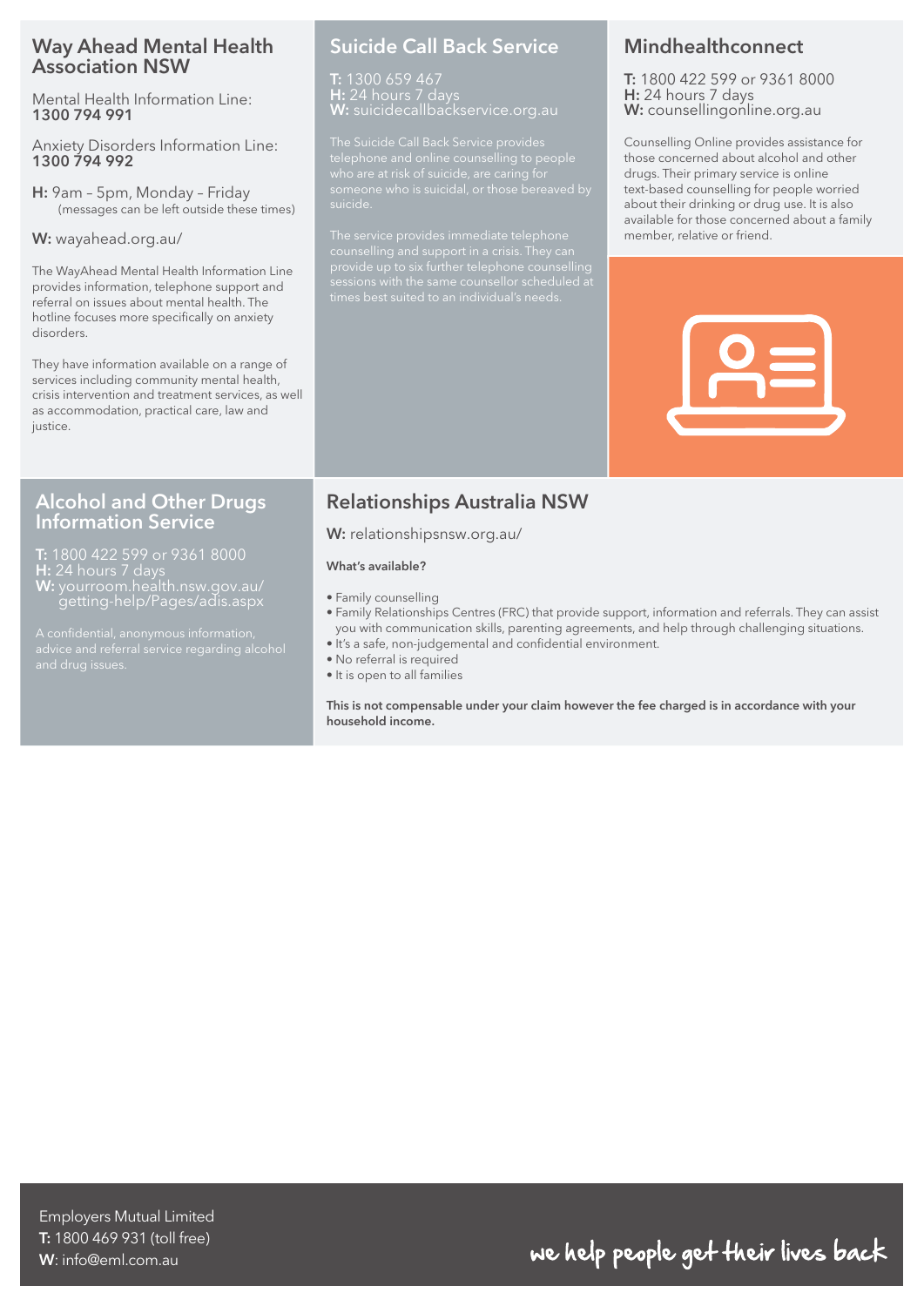## Way Ahead Mental Health Association NSW

Mental Health Information Line:
**1300 794 991**

Anxiety Disorders Information Line:
**1300 794 992**

**H:** 9am – 5pm, Monday – Friday
(messages can be left outside these times)

**W:** wayahead.org.au/

The WayAhead Mental Health Information Line provides information, telephone support and referral on issues about mental health. The hotline focuses more specifically on anxiety disorders.

They have information available on a range of services including community mental health, crisis intervention and treatment services, as well as accommodation, practical care, law and justice.

## Suicide Call Back Service

**T:** 1300 659 467
**H:** 24 hours 7 days
**W:** suicidecallbackservice.org.au

The Suicide Call Back Service provides telephone and online counselling to people who are at risk of suicide, are caring for someone who is suicidal, or those bereaved by suicide.

The service provides immediate telephone counselling and support in a crisis. They can provide up to six further telephone counselling sessions with the same counsellor scheduled at times best suited to an individual's needs.

## Mindhealthconnect

**T:** 1800 422 599 or 9361 8000
**H:** 24 hours 7 days
**W:** counsellingonline.org.au

Counselling Online provides assistance for those concerned about alcohol and other drugs. Their primary service is online text-based counselling for people worried about their drinking or drug use. It is also available for those concerned about a family member, relative or friend.

## Alcohol and Other Drugs Information Service

**T:** 1800 422 599 or 9361 8000
**H:** 24 hours 7 days
**W:** yourroom.health.nsw.gov.au/getting-help/Pages/adis.aspx

A confidential, anonymous information, advice and referral service regarding alcohol and drug issues.

## Relationships Australia NSW

**W:** relationshipsnsw.org.au/

**What's available?**

- Family counselling
- Family Relationships Centres (FRC) that provide support, information and referrals. They can assist you with communication skills, parenting agreements, and help through challenging situations.
- It's a safe, non-judgemental and confidential environment.
- No referral is required
- It is open to all families

**This is not compensable under your claim however the fee charged is in accordance with your household income.**

Employers Mutual Limited
**T:** 1800 469 931 (toll free)
**W**: info@eml.com.au

we help people get their lives back